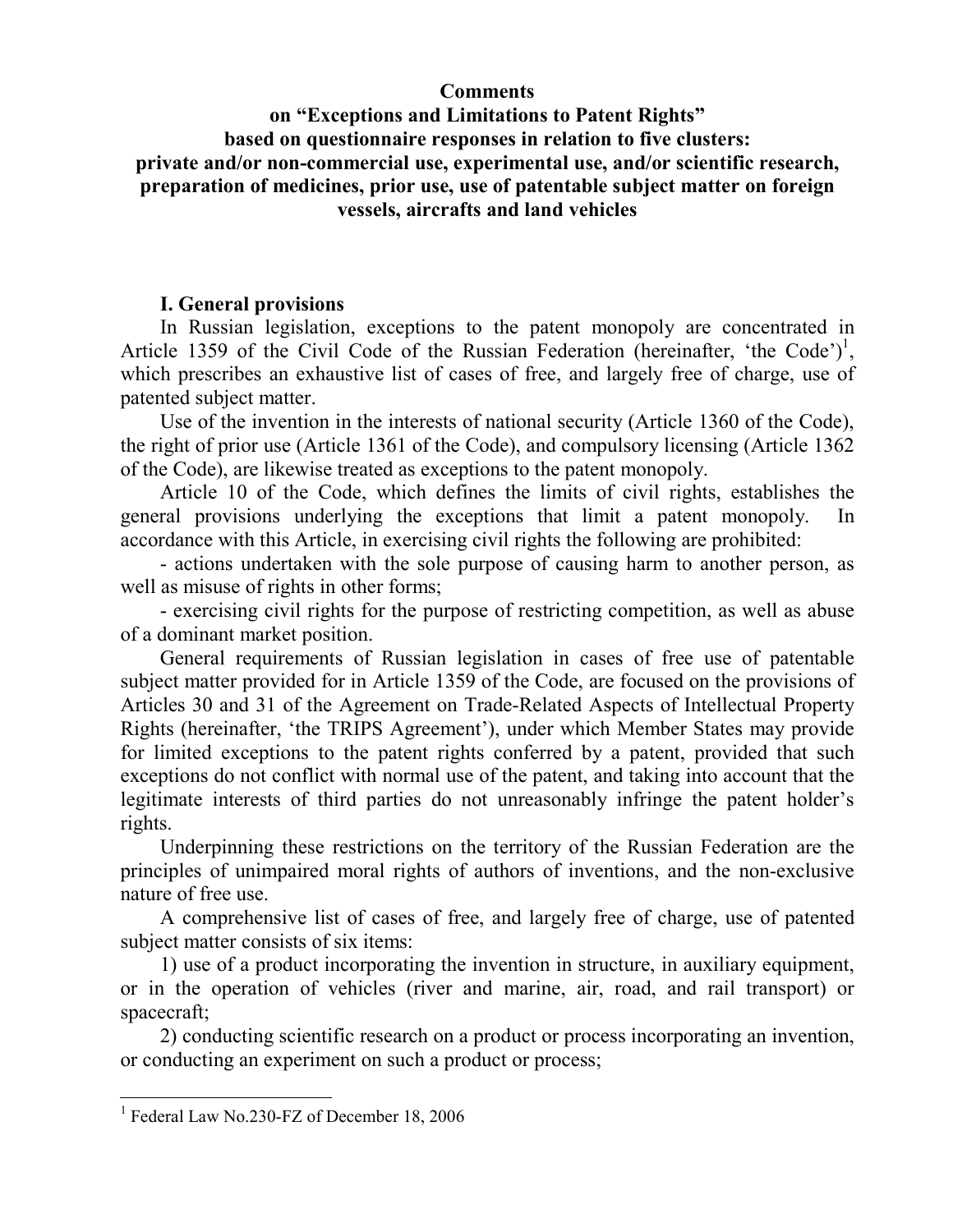**Comments**

**on "Exceptions and Limitations to Patent Rights" based on questionnaire responses in relation to five clusters: private and/or non-commercial use, experimental use, and/or scientific research, preparation of medicines, prior use, use of patentable subject matter on foreign vessels, aircrafts and land vehicles**

## I. General provisions

In Russian legislation, exceptions to the patent monopoly are concentrated in Article 1359 of the Civil Code of the Russian Federation (hereinafter, 'the Code')[1], which prescribes an exhaustive list of cases of free, and largely free of charge, use of patented subject matter.

Use of the invention in the interests of national security (Article 1360 of the Code), the right of prior use (Article 1361 of the Code), and compulsory licensing (Article 1362 of the Code), are likewise treated as exceptions to the patent monopoly.

Article 10 of the Code, which defines the limits of civil rights, establishes the general provisions underlying the exceptions that limit a patent monopoly. In accordance with this Article, in exercising civil rights the following are prohibited:

- actions undertaken with the sole purpose of causing harm to another person, as well as misuse of rights in other forms;
- exercising civil rights for the purpose of restricting competition, as well as abuse of a dominant market position.

General requirements of Russian legislation in cases of free use of patentable subject matter provided for in Article 1359 of the Code, are focused on the provisions of Articles 30 and 31 of the Agreement on Trade-Related Aspects of Intellectual Property Rights (hereinafter, 'the TRIPS Agreement'), under which Member States may provide for limited exceptions to the patent rights conferred by a patent, provided that such exceptions do not conflict with normal use of the patent, and taking into account that the legitimate interests of third parties do not unreasonably infringe the patent holder's rights.

Underpinning these restrictions on the territory of the Russian Federation are the principles of unimpaired moral rights of authors of inventions, and the non-exclusive nature of free use.

A comprehensive list of cases of free, and largely free of charge, use of patented subject matter consists of six items:

1) use of a product incorporating the invention in structure, in auxiliary equipment, or in the operation of vehicles (river and marine, air, road, and rail transport) or spacecraft;

2) conducting scientific research on a product or process incorporating an invention, or conducting an experiment on such a product or process;

---

[1] Federal Law No.230-FZ of December 18, 2006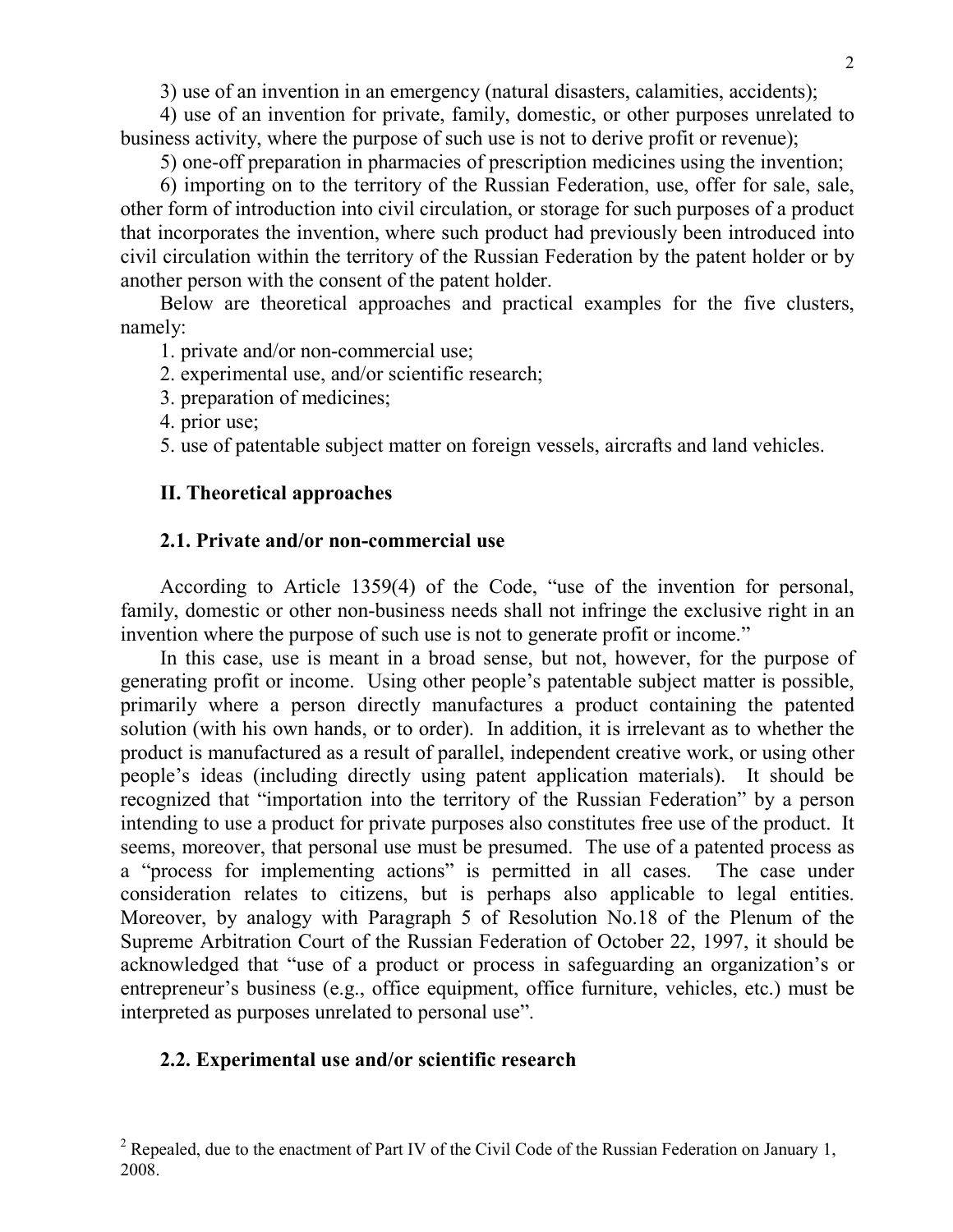3) use of an invention in an emergency (natural disasters, calamities, accidents);

4) use of an invention for private, family, domestic, or other purposes unrelated to business activity, where the purpose of such use is not to derive profit or revenue);

5) one-off preparation in pharmacies of prescription medicines using the invention;

6) importing on to the territory of the Russian Federation, use, offer for sale, sale, other form of introduction into civil circulation, or storage for such purposes of a product that incorporates the invention, where such product had previously been introduced into civil circulation within the territory of the Russian Federation by the patent holder or by another person with the consent of the patent holder.

Below are theoretical approaches and practical examples for the five clusters, namely:

1. private and/or non-commercial use;
2. experimental use, and/or scientific research;
3. preparation of medicines;
4. prior use;
5. use of patentable subject matter on foreign vessels, aircrafts and land vehicles.

## II. Theoretical approaches

### 2.1. Private and/or non-commercial use

According to Article 1359(4) of the Code, "use of the invention for personal, family, domestic or other non-business needs shall not infringe the exclusive right in an invention where the purpose of such use is not to generate profit or income."

In this case, use is meant in a broad sense, but not, however, for the purpose of generating profit or income. Using other people's patentable subject matter is possible, primarily where a person directly manufactures a product containing the patented solution (with his own hands, or to order). In addition, it is irrelevant as to whether the product is manufactured as a result of parallel, independent creative work, or using other people's ideas (including directly using patent application materials). It should be recognized that "importation into the territory of the Russian Federation" by a person intending to use a product for private purposes also constitutes free use of the product. It seems, moreover, that personal use must be presumed. The use of a patented process as a "process for implementing actions" is permitted in all cases. The case under consideration relates to citizens, but is perhaps also applicable to legal entities. Moreover, by analogy with Paragraph 5 of Resolution No.18 of the Plenum of the Supreme Arbitration Court of the Russian Federation of October 22, 1997, it should be acknowledged that "use of a product or process in safeguarding an organization's or entrepreneur's business (e.g., office equipment, office furniture, vehicles, etc.) must be interpreted as purposes unrelated to personal use".

### 2.2. Experimental use and/or scientific research

[2] Repealed, due to the enactment of Part IV of the Civil Code of the Russian Federation on January 1, 2008.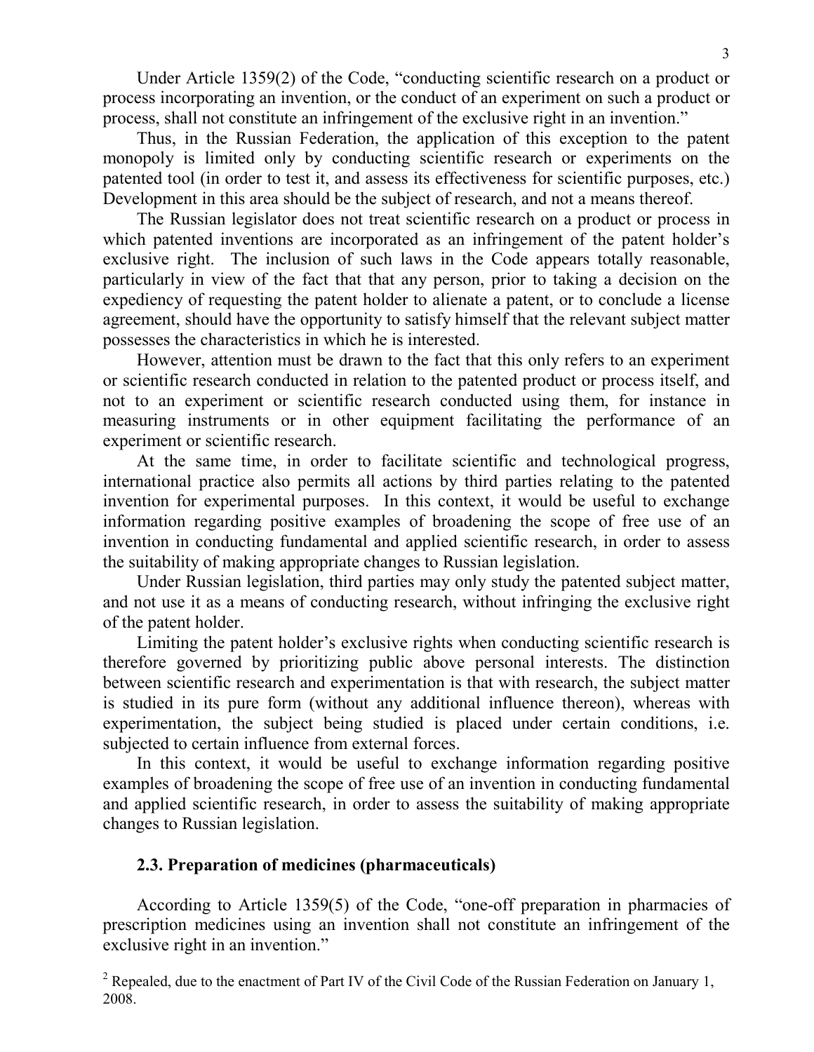Under Article 1359(2) of the Code, "conducting scientific research on a product or process incorporating an invention, or the conduct of an experiment on such a product or process, shall not constitute an infringement of the exclusive right in an invention."

Thus, in the Russian Federation, the application of this exception to the patent monopoly is limited only by conducting scientific research or experiments on the patented tool (in order to test it, and assess its effectiveness for scientific purposes, etc.) Development in this area should be the subject of research, and not a means thereof.

The Russian legislator does not treat scientific research on a product or process in which patented inventions are incorporated as an infringement of the patent holder's exclusive right. The inclusion of such laws in the Code appears totally reasonable, particularly in view of the fact that that any person, prior to taking a decision on the expediency of requesting the patent holder to alienate a patent, or to conclude a license agreement, should have the opportunity to satisfy himself that the relevant subject matter possesses the characteristics in which he is interested.

However, attention must be drawn to the fact that this only refers to an experiment or scientific research conducted in relation to the patented product or process itself, and not to an experiment or scientific research conducted using them, for instance in measuring instruments or in other equipment facilitating the performance of an experiment or scientific research.

At the same time, in order to facilitate scientific and technological progress, international practice also permits all actions by third parties relating to the patented invention for experimental purposes. In this context, it would be useful to exchange information regarding positive examples of broadening the scope of free use of an invention in conducting fundamental and applied scientific research, in order to assess the suitability of making appropriate changes to Russian legislation.

Under Russian legislation, third parties may only study the patented subject matter, and not use it as a means of conducting research, without infringing the exclusive right of the patent holder.

Limiting the patent holder's exclusive rights when conducting scientific research is therefore governed by prioritizing public above personal interests. The distinction between scientific research and experimentation is that with research, the subject matter is studied in its pure form (without any additional influence thereon), whereas with experimentation, the subject being studied is placed under certain conditions, i.e. subjected to certain influence from external forces.

In this context, it would be useful to exchange information regarding positive examples of broadening the scope of free use of an invention in conducting fundamental and applied scientific research, in order to assess the suitability of making appropriate changes to Russian legislation.

### 2.3. Preparation of medicines (pharmaceuticals)

According to Article 1359(5) of the Code, "one-off preparation in pharmacies of prescription medicines using an invention shall not constitute an infringement of the exclusive right in an invention."

[2] Repealed, due to the enactment of Part IV of the Civil Code of the Russian Federation on January 1, 2008.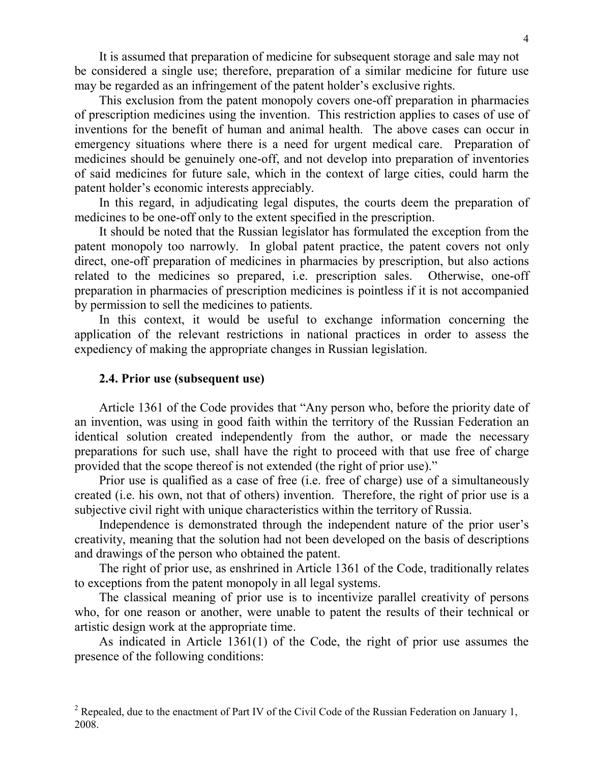It is assumed that preparation of medicine for subsequent storage and sale may not be considered a single use; therefore, preparation of a similar medicine for future use may be regarded as an infringement of the patent holder's exclusive rights.

This exclusion from the patent monopoly covers one-off preparation in pharmacies of prescription medicines using the invention. This restriction applies to cases of use of inventions for the benefit of human and animal health. The above cases can occur in emergency situations where there is a need for urgent medical care. Preparation of medicines should be genuinely one-off, and not develop into preparation of inventories of said medicines for future sale, which in the context of large cities, could harm the patent holder's economic interests appreciably.

In this regard, in adjudicating legal disputes, the courts deem the preparation of medicines to be one-off only to the extent specified in the prescription.

It should be noted that the Russian legislator has formulated the exception from the patent monopoly too narrowly. In global patent practice, the patent covers not only direct, one-off preparation of medicines in pharmacies by prescription, but also actions related to the medicines so prepared, i.e. prescription sales. Otherwise, one-off preparation in pharmacies of prescription medicines is pointless if it is not accompanied by permission to sell the medicines to patients.

In this context, it would be useful to exchange information concerning the application of the relevant restrictions in national practices in order to assess the expediency of making the appropriate changes in Russian legislation.

### 2.4. Prior use (subsequent use)

Article 1361 of the Code provides that "Any person who, before the priority date of an invention, was using in good faith within the territory of the Russian Federation an identical solution created independently from the author, or made the necessary preparations for such use, shall have the right to proceed with that use free of charge provided that the scope thereof is not extended (the right of prior use)."

Prior use is qualified as a case of free (i.e. free of charge) use of a simultaneously created (i.e. his own, not that of others) invention. Therefore, the right of prior use is a subjective civil right with unique characteristics within the territory of Russia.

Independence is demonstrated through the independent nature of the prior user's creativity, meaning that the solution had not been developed on the basis of descriptions and drawings of the person who obtained the patent.

The right of prior use, as enshrined in Article 1361 of the Code, traditionally relates to exceptions from the patent monopoly in all legal systems.

The classical meaning of prior use is to incentivize parallel creativity of persons who, for one reason or another, were unable to patent the results of their technical or artistic design work at the appropriate time.

As indicated in Article 1361(1) of the Code, the right of prior use assumes the presence of the following conditions:

[2] Repealed, due to the enactment of Part IV of the Civil Code of the Russian Federation on January 1, 2008.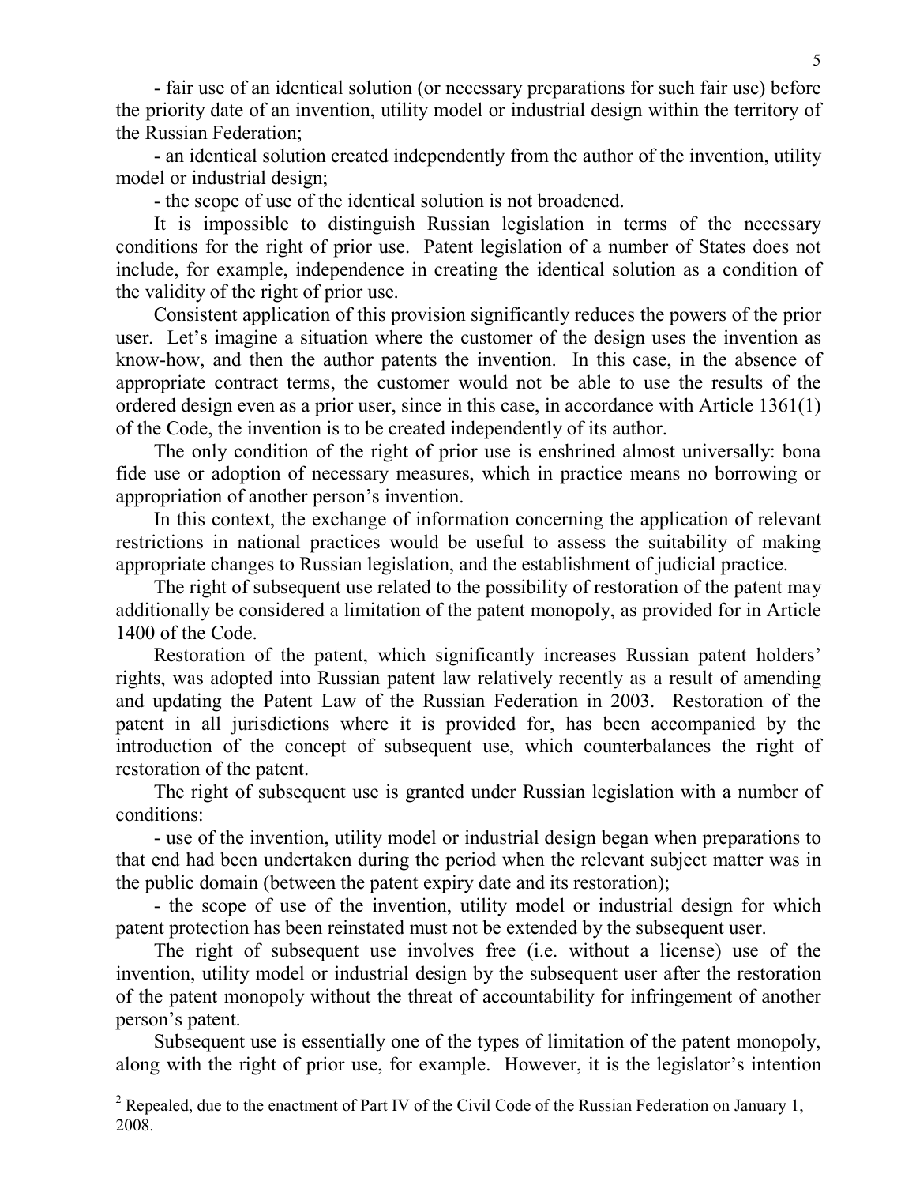- fair use of an identical solution (or necessary preparations for such fair use) before the priority date of an invention, utility model or industrial design within the territory of the Russian Federation;

- an identical solution created independently from the author of the invention, utility model or industrial design;

- the scope of use of the identical solution is not broadened.

It is impossible to distinguish Russian legislation in terms of the necessary conditions for the right of prior use. Patent legislation of a number of States does not include, for example, independence in creating the identical solution as a condition of the validity of the right of prior use.

Consistent application of this provision significantly reduces the powers of the prior user. Let's imagine a situation where the customer of the design uses the invention as know-how, and then the author patents the invention. In this case, in the absence of appropriate contract terms, the customer would not be able to use the results of the ordered design even as a prior user, since in this case, in accordance with Article 1361(1) of the Code, the invention is to be created independently of its author.

The only condition of the right of prior use is enshrined almost universally: bona fide use or adoption of necessary measures, which in practice means no borrowing or appropriation of another person's invention.

In this context, the exchange of information concerning the application of relevant restrictions in national practices would be useful to assess the suitability of making appropriate changes to Russian legislation, and the establishment of judicial practice.

The right of subsequent use related to the possibility of restoration of the patent may additionally be considered a limitation of the patent monopoly, as provided for in Article 1400 of the Code.

Restoration of the patent, which significantly increases Russian patent holders' rights, was adopted into Russian patent law relatively recently as a result of amending and updating the Patent Law of the Russian Federation in 2003. Restoration of the patent in all jurisdictions where it is provided for, has been accompanied by the introduction of the concept of subsequent use, which counterbalances the right of restoration of the patent.

The right of subsequent use is granted under Russian legislation with a number of conditions:

- use of the invention, utility model or industrial design began when preparations to that end had been undertaken during the period when the relevant subject matter was in the public domain (between the patent expiry date and its restoration);

- the scope of use of the invention, utility model or industrial design for which patent protection has been reinstated must not be extended by the subsequent user.

The right of subsequent use involves free (i.e. without a license) use of the invention, utility model or industrial design by the subsequent user after the restoration of the patent monopoly without the threat of accountability for infringement of another person's patent.

Subsequent use is essentially one of the types of limitation of the patent monopoly, along with the right of prior use, for example. However, it is the legislator's intention

[2] Repealed, due to the enactment of Part IV of the Civil Code of the Russian Federation on January 1, 2008.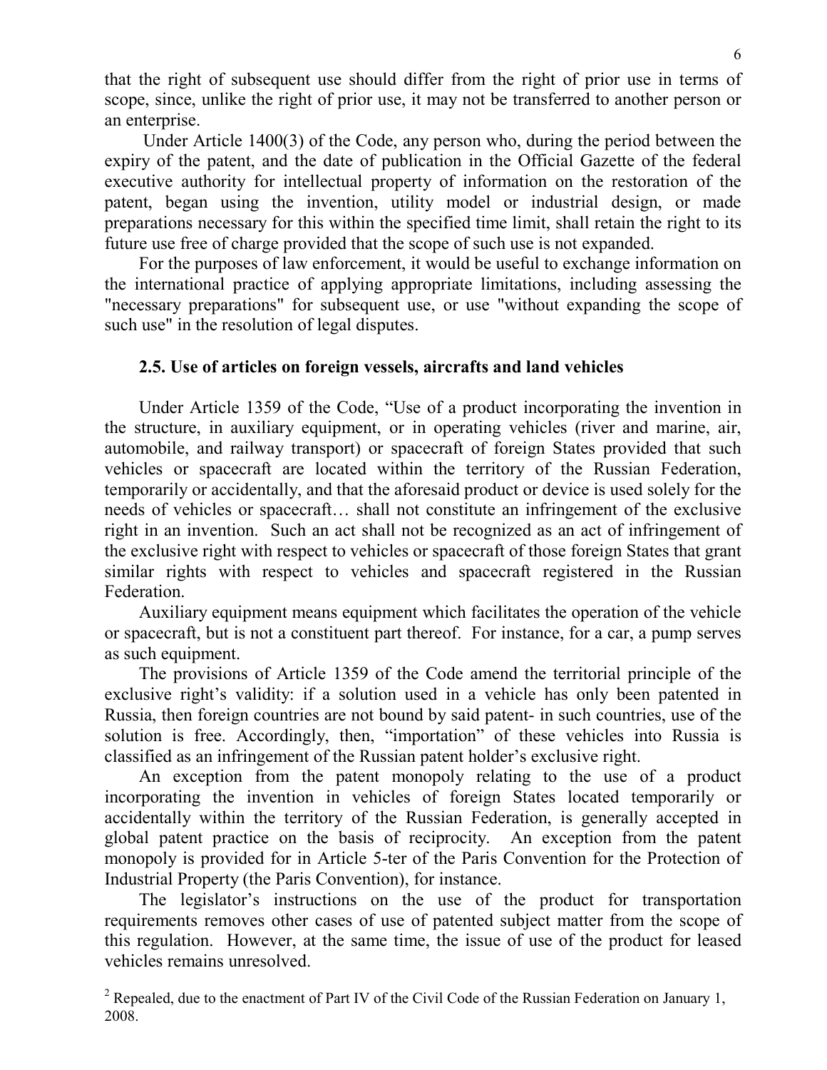that the right of subsequent use should differ from the right of prior use in terms of scope, since, unlike the right of prior use, it may not be transferred to another person or an enterprise.

Under Article 1400(3) of the Code, any person who, during the period between the expiry of the patent, and the date of publication in the Official Gazette of the federal executive authority for intellectual property of information on the restoration of the patent, began using the invention, utility model or industrial design, or made preparations necessary for this within the specified time limit, shall retain the right to its future use free of charge provided that the scope of such use is not expanded.

For the purposes of law enforcement, it would be useful to exchange information on the international practice of applying appropriate limitations, including assessing the "necessary preparations" for subsequent use, or use "without expanding the scope of such use" in the resolution of legal disputes.

### 2.5. Use of articles on foreign vessels, aircrafts and land vehicles

Under Article 1359 of the Code, "Use of a product incorporating the invention in the structure, in auxiliary equipment, or in operating vehicles (river and marine, air, automobile, and railway transport) or spacecraft of foreign States provided that such vehicles or spacecraft are located within the territory of the Russian Federation, temporarily or accidentally, and that the aforesaid product or device is used solely for the needs of vehicles or spacecraft… shall not constitute an infringement of the exclusive right in an invention. Such an act shall not be recognized as an act of infringement of the exclusive right with respect to vehicles or spacecraft of those foreign States that grant similar rights with respect to vehicles and spacecraft registered in the Russian Federation.

Auxiliary equipment means equipment which facilitates the operation of the vehicle or spacecraft, but is not a constituent part thereof. For instance, for a car, a pump serves as such equipment.

The provisions of Article 1359 of the Code amend the territorial principle of the exclusive right's validity: if a solution used in a vehicle has only been patented in Russia, then foreign countries are not bound by said patent- in such countries, use of the solution is free. Accordingly, then, "importation" of these vehicles into Russia is classified as an infringement of the Russian patent holder's exclusive right.

An exception from the patent monopoly relating to the use of a product incorporating the invention in vehicles of foreign States located temporarily or accidentally within the territory of the Russian Federation, is generally accepted in global patent practice on the basis of reciprocity. An exception from the patent monopoly is provided for in Article 5-ter of the Paris Convention for the Protection of Industrial Property (the Paris Convention), for instance.

The legislator's instructions on the use of the product for transportation requirements removes other cases of use of patented subject matter from the scope of this regulation. However, at the same time, the issue of use of the product for leased vehicles remains unresolved.

[2] Repealed, due to the enactment of Part IV of the Civil Code of the Russian Federation on January 1, 2008.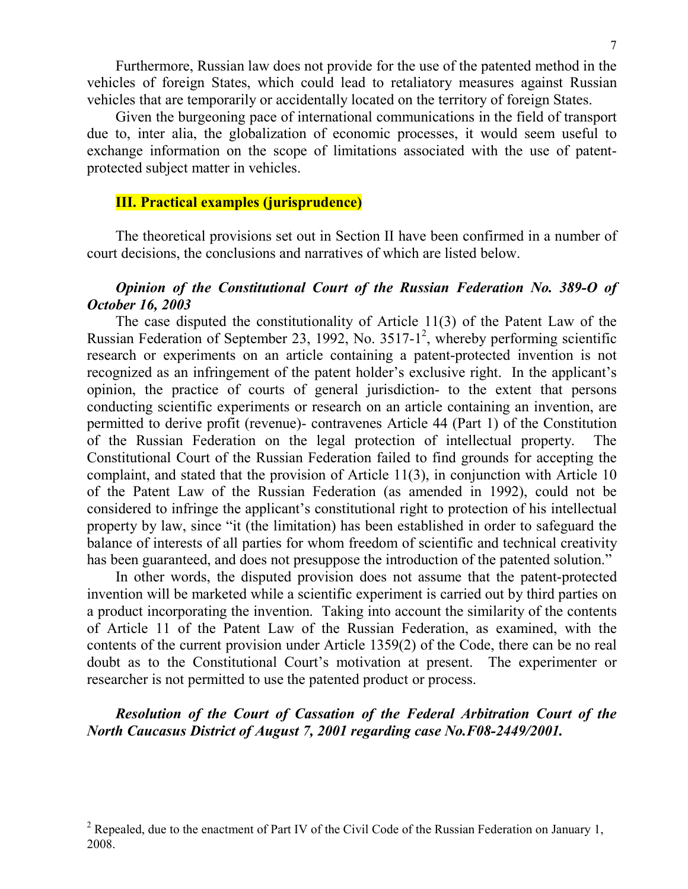Furthermore, Russian law does not provide for the use of the patented method in the vehicles of foreign States, which could lead to retaliatory measures against Russian vehicles that are temporarily or accidentally located on the territory of foreign States.

Given the burgeoning pace of international communications in the field of transport due to, inter alia, the globalization of economic processes, it would seem useful to exchange information on the scope of limitations associated with the use of patent-protected subject matter in vehicles.

## III. Practical examples (jurisprudence)

The theoretical provisions set out in Section II have been confirmed in a number of court decisions, the conclusions and narratives of which are listed below.

***Opinion of the Constitutional Court of the Russian Federation No. 389-O of October 16, 2003***

The case disputed the constitutionality of Article 11(3) of the Patent Law of the Russian Federation of September 23, 1992, No. 3517-1[2], whereby performing scientific research or experiments on an article containing a patent-protected invention is not recognized as an infringement of the patent holder's exclusive right. In the applicant's opinion, the practice of courts of general jurisdiction- to the extent that persons conducting scientific experiments or research on an article containing an invention, are permitted to derive profit (revenue)- contravenes Article 44 (Part 1) of the Constitution of the Russian Federation on the legal protection of intellectual property. The Constitutional Court of the Russian Federation failed to find grounds for accepting the complaint, and stated that the provision of Article 11(3), in conjunction with Article 10 of the Patent Law of the Russian Federation (as amended in 1992), could not be considered to infringe the applicant's constitutional right to protection of his intellectual property by law, since "it (the limitation) has been established in order to safeguard the balance of interests of all parties for whom freedom of scientific and technical creativity has been guaranteed, and does not presuppose the introduction of the patented solution."

In other words, the disputed provision does not assume that the patent-protected invention will be marketed while a scientific experiment is carried out by third parties on a product incorporating the invention. Taking into account the similarity of the contents of Article 11 of the Patent Law of the Russian Federation, as examined, with the contents of the current provision under Article 1359(2) of the Code, there can be no real doubt as to the Constitutional Court's motivation at present. The experimenter or researcher is not permitted to use the patented product or process.

***Resolution of the Court of Cassation of the Federal Arbitration Court of the North Caucasus District of August 7, 2001 regarding case No.F08-2449/2001.***

[2] Repealed, due to the enactment of Part IV of the Civil Code of the Russian Federation on January 1, 2008.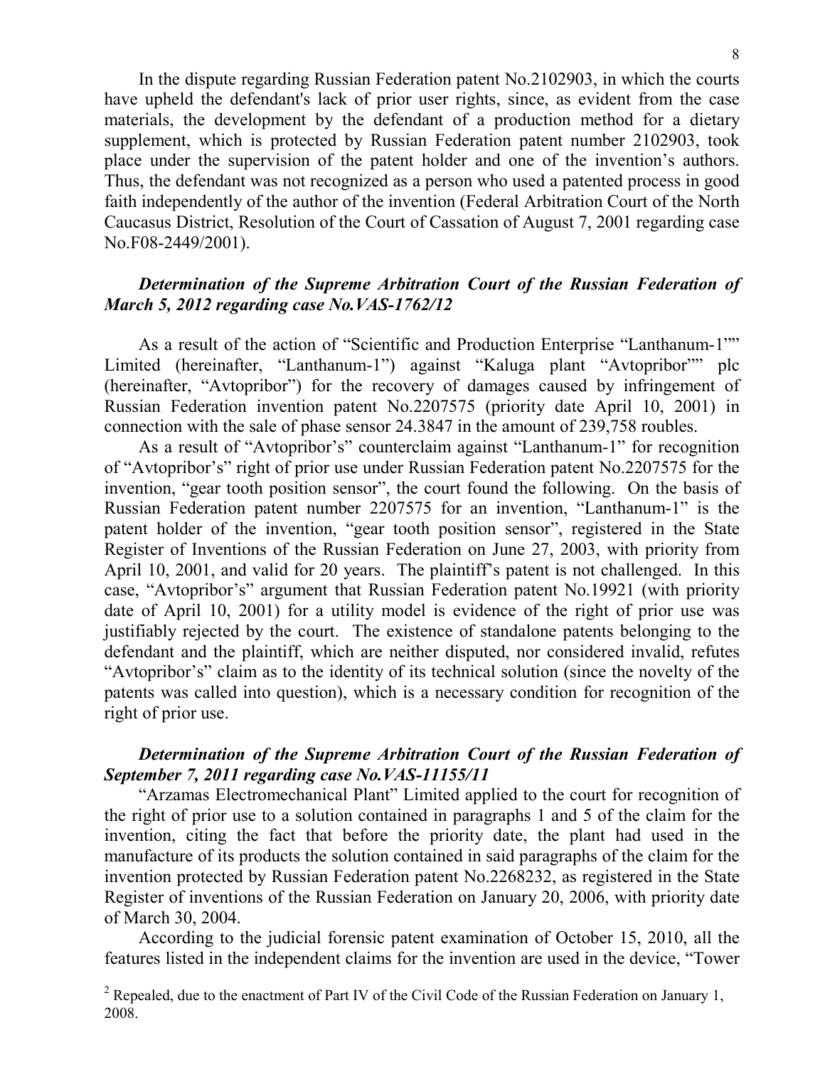In the dispute regarding Russian Federation patent No.2102903, in which the courts have upheld the defendant's lack of prior user rights, since, as evident from the case materials, the development by the defendant of a production method for a dietary supplement, which is protected by Russian Federation patent number 2102903, took place under the supervision of the patent holder and one of the invention's authors. Thus, the defendant was not recognized as a person who used a patented process in good faith independently of the author of the invention (Federal Arbitration Court of the North Caucasus District, Resolution of the Court of Cassation of August 7, 2001 regarding case No.F08-2449/2001).

***Determination of the Supreme Arbitration Court of the Russian Federation of March 5, 2012 regarding case No.VAS-1762/12***

As a result of the action of "Scientific and Production Enterprise "Lanthanum-1"" Limited (hereinafter, "Lanthanum-1") against "Kaluga plant "Avtopribor"" plc (hereinafter, "Avtopribor") for the recovery of damages caused by infringement of Russian Federation invention patent No.2207575 (priority date April 10, 2001) in connection with the sale of phase sensor 24.3847 in the amount of 239,758 roubles.

As a result of "Avtopribor's" counterclaim against "Lanthanum-1" for recognition of "Avtopribor's" right of prior use under Russian Federation patent No.2207575 for the invention, "gear tooth position sensor", the court found the following. On the basis of Russian Federation patent number 2207575 for an invention, "Lanthanum-1" is the patent holder of the invention, "gear tooth position sensor", registered in the State Register of Inventions of the Russian Federation on June 27, 2003, with priority from April 10, 2001, and valid for 20 years. The plaintiff's patent is not challenged. In this case, "Avtopribor's" argument that Russian Federation patent No.19921 (with priority date of April 10, 2001) for a utility model is evidence of the right of prior use was justifiably rejected by the court. The existence of standalone patents belonging to the defendant and the plaintiff, which are neither disputed, nor considered invalid, refutes "Avtopribor's" claim as to the identity of its technical solution (since the novelty of the patents was called into question), which is a necessary condition for recognition of the right of prior use.

***Determination of the Supreme Arbitration Court of the Russian Federation of September 7, 2011 regarding case No.VAS-11155/11***

"Arzamas Electromechanical Plant" Limited applied to the court for recognition of the right of prior use to a solution contained in paragraphs 1 and 5 of the claim for the invention, citing the fact that before the priority date, the plant had used in the manufacture of its products the solution contained in said paragraphs of the claim for the invention protected by Russian Federation patent No.2268232, as registered in the State Register of inventions of the Russian Federation on January 20, 2006, with priority date of March 30, 2004.

According to the judicial forensic patent examination of October 15, 2010, all the features listed in the independent claims for the invention are used in the device, "Tower

[2] Repealed, due to the enactment of Part IV of the Civil Code of the Russian Federation on January 1, 2008.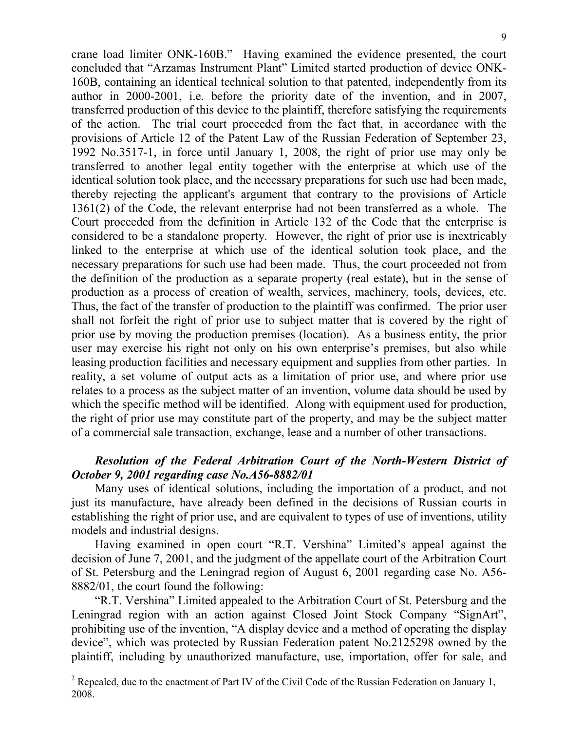crane load limiter ONK-160B." Having examined the evidence presented, the court concluded that "Arzamas Instrument Plant" Limited started production of device ONK-160B, containing an identical technical solution to that patented, independently from its author in 2000-2001, i.e. before the priority date of the invention, and in 2007, transferred production of this device to the plaintiff, therefore satisfying the requirements of the action. The trial court proceeded from the fact that, in accordance with the provisions of Article 12 of the Patent Law of the Russian Federation of September 23, 1992 No.3517-1, in force until January 1, 2008, the right of prior use may only be transferred to another legal entity together with the enterprise at which use of the identical solution took place, and the necessary preparations for such use had been made, thereby rejecting the applicant's argument that contrary to the provisions of Article 1361(2) of the Code, the relevant enterprise had not been transferred as a whole. The Court proceeded from the definition in Article 132 of the Code that the enterprise is considered to be a standalone property. However, the right of prior use is inextricably linked to the enterprise at which use of the identical solution took place, and the necessary preparations for such use had been made. Thus, the court proceeded not from the definition of the production as a separate property (real estate), but in the sense of production as a process of creation of wealth, services, machinery, tools, devices, etc. Thus, the fact of the transfer of production to the plaintiff was confirmed. The prior user shall not forfeit the right of prior use to subject matter that is covered by the right of prior use by moving the production premises (location). As a business entity, the prior user may exercise his right not only on his own enterprise's premises, but also while leasing production facilities and necessary equipment and supplies from other parties. In reality, a set volume of output acts as a limitation of prior use, and where prior use relates to a process as the subject matter of an invention, volume data should be used by which the specific method will be identified. Along with equipment used for production, the right of prior use may constitute part of the property, and may be the subject matter of a commercial sale transaction, exchange, lease and a number of other transactions.

***Resolution of the Federal Arbitration Court of the North-Western District of October 9, 2001 regarding case No.A56-8882/01***

Many uses of identical solutions, including the importation of a product, and not just its manufacture, have already been defined in the decisions of Russian courts in establishing the right of prior use, and are equivalent to types of use of inventions, utility models and industrial designs.

Having examined in open court "R.T. Vershina" Limited's appeal against the decision of June 7, 2001, and the judgment of the appellate court of the Arbitration Court of St. Petersburg and the Leningrad region of August 6, 2001 regarding case No. A56-8882/01, the court found the following:

"R.T. Vershina" Limited appealed to the Arbitration Court of St. Petersburg and the Leningrad region with an action against Closed Joint Stock Company "SignArt", prohibiting use of the invention, "A display device and a method of operating the display device", which was protected by Russian Federation patent No.2125298 owned by the plaintiff, including by unauthorized manufacture, use, importation, offer for sale, and

[2] Repealed, due to the enactment of Part IV of the Civil Code of the Russian Federation on January 1, 2008.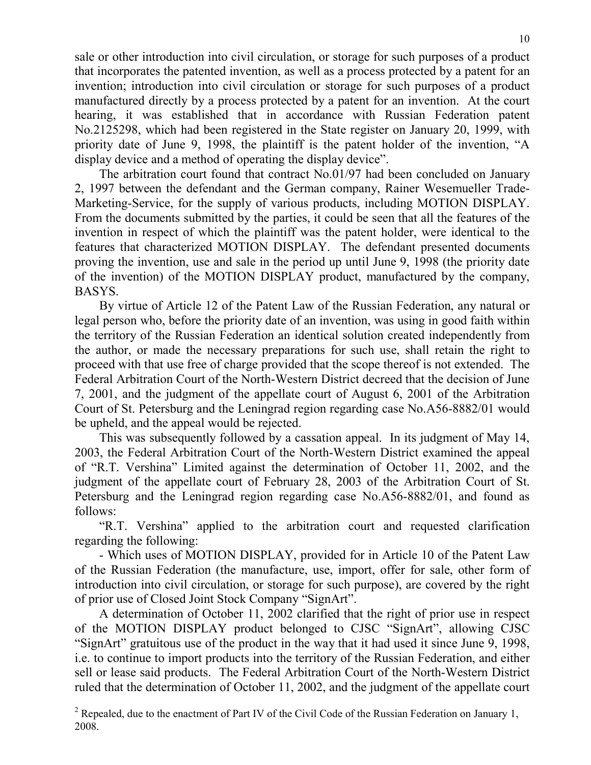sale or other introduction into civil circulation, or storage for such purposes of a product that incorporates the patented invention, as well as a process protected by a patent for an invention; introduction into civil circulation or storage for such purposes of a product manufactured directly by a process protected by a patent for an invention. At the court hearing, it was established that in accordance with Russian Federation patent No.2125298, which had been registered in the State register on January 20, 1999, with priority date of June 9, 1998, the plaintiff is the patent holder of the invention, "A display device and a method of operating the display device".

The arbitration court found that contract No.01/97 had been concluded on January 2, 1997 between the defendant and the German company, Rainer Wesemueller Trade-Marketing-Service, for the supply of various products, including MOTION DISPLAY. From the documents submitted by the parties, it could be seen that all the features of the invention in respect of which the plaintiff was the patent holder, were identical to the features that characterized MOTION DISPLAY. The defendant presented documents proving the invention, use and sale in the period up until June 9, 1998 (the priority date of the invention) of the MOTION DISPLAY product, manufactured by the company, BASYS.

By virtue of Article 12 of the Patent Law of the Russian Federation, any natural or legal person who, before the priority date of an invention, was using in good faith within the territory of the Russian Federation an identical solution created independently from the author, or made the necessary preparations for such use, shall retain the right to proceed with that use free of charge provided that the scope thereof is not extended. The Federal Arbitration Court of the North-Western District decreed that the decision of June 7, 2001, and the judgment of the appellate court of August 6, 2001 of the Arbitration Court of St. Petersburg and the Leningrad region regarding case No.A56-8882/01 would be upheld, and the appeal would be rejected.

This was subsequently followed by a cassation appeal. In its judgment of May 14, 2003, the Federal Arbitration Court of the North-Western District examined the appeal of "R.T. Vershina" Limited against the determination of October 11, 2002, and the judgment of the appellate court of February 28, 2003 of the Arbitration Court of St. Petersburg and the Leningrad region regarding case No.A56-8882/01, and found as follows:

"R.T. Vershina" applied to the arbitration court and requested clarification regarding the following:

- Which uses of MOTION DISPLAY, provided for in Article 10 of the Patent Law of the Russian Federation (the manufacture, use, import, offer for sale, other form of introduction into civil circulation, or storage for such purpose), are covered by the right of prior use of Closed Joint Stock Company "SignArt".

A determination of October 11, 2002 clarified that the right of prior use in respect of the MOTION DISPLAY product belonged to CJSC "SignArt", allowing CJSC "SignArt" gratuitous use of the product in the way that it had used it since June 9, 1998, i.e. to continue to import products into the territory of the Russian Federation, and either sell or lease said products. The Federal Arbitration Court of the North-Western District ruled that the determination of October 11, 2002, and the judgment of the appellate court

[2] Repealed, due to the enactment of Part IV of the Civil Code of the Russian Federation on January 1, 2008.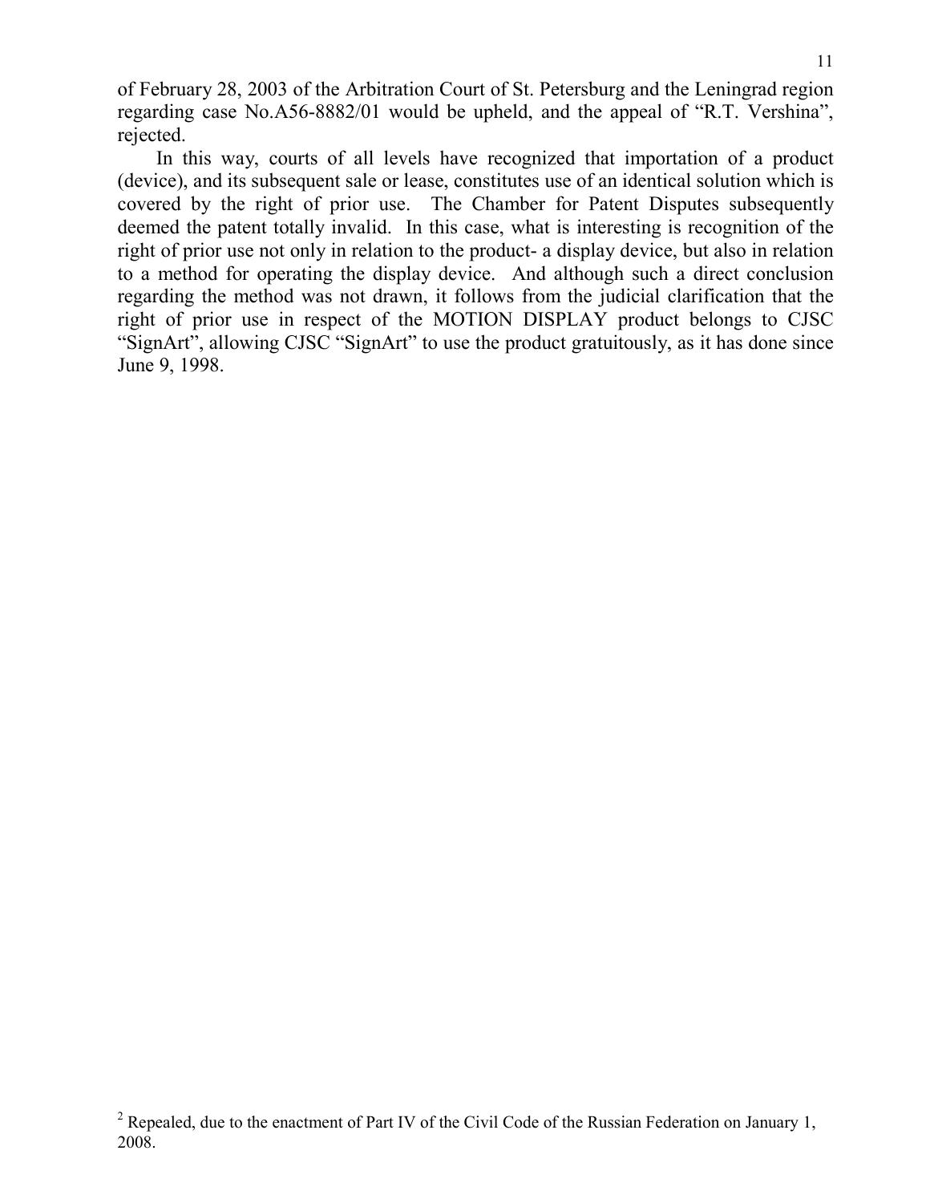of February 28, 2003 of the Arbitration Court of St. Petersburg and the Leningrad region regarding case No.A56-8882/01 would be upheld, and the appeal of "R.T. Vershina", rejected.

In this way, courts of all levels have recognized that importation of a product (device), and its subsequent sale or lease, constitutes use of an identical solution which is covered by the right of prior use. The Chamber for Patent Disputes subsequently deemed the patent totally invalid. In this case, what is interesting is recognition of the right of prior use not only in relation to the product- a display device, but also in relation to a method for operating the display device. And although such a direct conclusion regarding the method was not drawn, it follows from the judicial clarification that the right of prior use in respect of the MOTION DISPLAY product belongs to CJSC "SignArt", allowing CJSC "SignArt" to use the product gratuitously, as it has done since June 9, 1998.

[2] Repealed, due to the enactment of Part IV of the Civil Code of the Russian Federation on January 1, 2008.